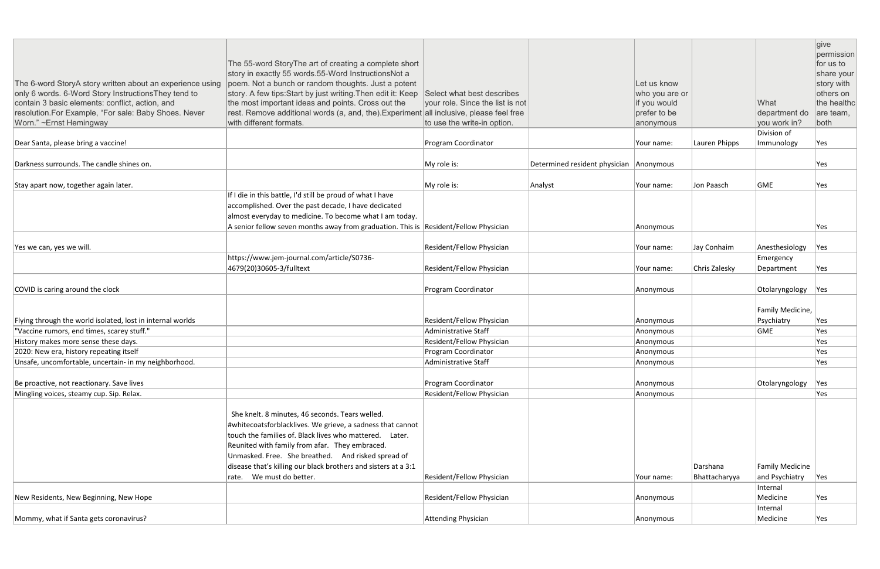| The 6-word StoryA story written about an experience using only 6 words. 6-Word Story InstructionsThey tend to contain 3 basic elements: conflict, action, and resolution.For Example, "For sale: Baby Shoes. Never Worn." ~Ernst Hemingway | The 55-word StoryThe art of creating a complete short story in exactly 55 words.55-Word InstructionsNot a poem. Not a bunch or random thoughts. Just a potent story. A few tips:Start by just writing.Then edit it: Keep the most important ideas and points. Cross out the rest. Remove additional words (a, and, the).Experiment with different formats. | Select what best describes your role. Since the list is not all inclusive, please feel free to use the write-in option. | | Let us know who you are or if you would prefer to be anonymous | | What department do you work in? | give permission for us to share your story with others on the healthc are team, both |
|---|---|---|---|---|---|---|---|
| Dear Santa, please bring a vaccine! | | Program Coordinator | | Your name: | Lauren Phipps | Division of Immunology | Yes |
| Darkness surrounds. The candle shines on. | | My role is: | Determined resident physician | Anonymous | | | Yes |
| Stay apart now, together again later. | | My role is: | Analyst | Your name: | Jon Paasch | GME | Yes |
| | If I die in this battle, I'd still be proud of what I have accomplished. Over the past decade, I have dedicated almost everyday to medicine. To become what I am today. A senior fellow seven months away from graduation. This is | Resident/Fellow Physician | | Anonymous | | | Yes |
| Yes we can, yes we will. | | Resident/Fellow Physician | | Your name: | Jay Conhaim | Anesthesiology | Yes |
| | https://www.jem-journal.com/article/S0736-4679(20)30605-3/fulltext | Resident/Fellow Physician | | Your name: | Chris Zalesky | Emergency Department | Yes |
| COVID is caring around the clock | | Program Coordinator | | Anonymous | | Otolaryngology | Yes |
| Flying through the world isolated, lost in internal worlds | | Resident/Fellow Physician | | Anonymous | | Family Medicine, Psychiatry | Yes |
| "Vaccine rumors, end times, scarey stuff." | | Administrative Staff | | Anonymous | | GME | Yes |
| History makes more sense these days. | | Resident/Fellow Physician | | Anonymous | | | Yes |
| 2020: New era, history repeating itself | | Program Coordinator | | Anonymous | | | Yes |
| Unsafe, uncomfortable, uncertain- in my neighborhood. | | Administrative Staff | | Anonymous | | | Yes |
| Be proactive, not reactionary. Save lives | | Program Coordinator | | Anonymous | | Otolaryngology | Yes |
| Mingling voices, steamy cup. Sip. Relax. | | Resident/Fellow Physician | | Anonymous | | | Yes |
| | She knelt. 8 minutes, 46 seconds. Tears welled. #whitecoatsforblacklives. We grieve, a sadness that cannot touch the families of. Black lives who mattered. Later. Reunited with family from afar. They embraced. Unmasked. Free. She breathed. And risked spread of disease that's killing our black brothers and sisters at a 3:1 rate. We must do better. | Resident/Fellow Physician | | Your name: | Darshana Bhattacharyya | Family Medicine and Psychiatry | Yes |
| New Residents, New Beginning, New Hope | | Resident/Fellow Physician | | Anonymous | | Internal Medicine | Yes |
| Mommy, what if Santa gets coronavirus? | | Attending Physician | | Anonymous | | Internal Medicine | Yes |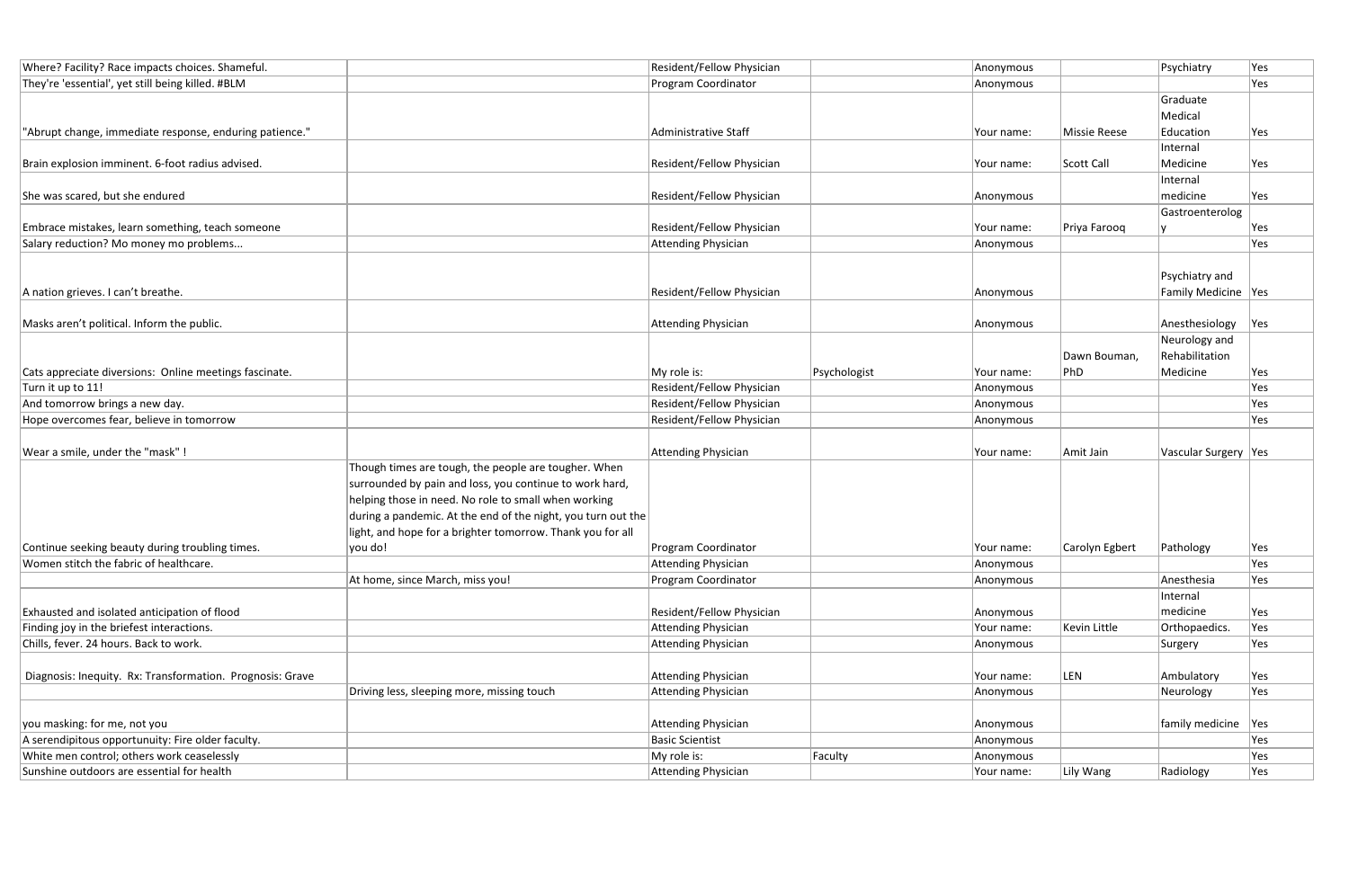| | | | | | | | |
|---|---|---|---|---|---|---|---|
| Where? Facility? Race impacts choices. Shameful. | | Resident/Fellow Physician | | Anonymous | | Psychiatry | Yes |
| They're 'essential', yet still being killed. #BLM | | Program Coordinator | | Anonymous | | | Yes |
| "Abrupt change, immediate response, enduring patience." | | Administrative Staff | | Your name: | Missie Reese | Graduate Medical Education | Yes |
| Brain explosion imminent. 6-foot radius advised. | | Resident/Fellow Physician | | Your name: | Scott Call | Internal Medicine | Yes |
| She was scared, but she endured | | Resident/Fellow Physician | | Anonymous | | Internal medicine | Yes |
| Embrace mistakes, learn something, teach someone | | Resident/Fellow Physician | | Your name: | Priya Farooq | Gastroenterology | Yes |
| Salary reduction? Mo money mo problems... | | Attending Physician | | Anonymous | | | Yes |
| A nation grieves. I can't breathe. | | Resident/Fellow Physician | | Anonymous | | Psychiatry and Family Medicine | Yes |
| Masks aren't political. Inform the public. | | Attending Physician | | Anonymous | | Anesthesiology | Yes |
| Cats appreciate diversions: Online meetings fascinate. | | My role is: | Psychologist | Your name: | Dawn Bouman, PhD | Neurology and Rehabilitation Medicine | Yes |
| Turn it up to 11! | | Resident/Fellow Physician | | Anonymous | | | Yes |
| And tomorrow brings a new day. | | Resident/Fellow Physician | | Anonymous | | | Yes |
| Hope overcomes fear, believe in tomorrow | | Resident/Fellow Physician | | Anonymous | | | Yes |
| Wear a smile, under the "mask" ! | | Attending Physician | | Your name: | Amit Jain | Vascular Surgery | Yes |
| Continue seeking beauty during troubling times. | Though times are tough, the people are tougher. When surrounded by pain and loss, you continue to work hard, helping those in need. No role to small when working during a pandemic. At the end of the night, you turn out the light, and hope for a brighter tomorrow. Thank you for all you do! | Program Coordinator | | Your name: | Carolyn Egbert | Pathology | Yes |
| Women stitch the fabric of healthcare. | | Attending Physician | | Anonymous | | | Yes |
| | At home, since March, miss you! | Program Coordinator | | Anonymous | | Anesthesia | Yes |
| Exhausted and isolated anticipation of flood | | Resident/Fellow Physician | | Anonymous | | Internal medicine | Yes |
| Finding joy in the briefest interactions. | | Attending Physician | | Your name: | Kevin Little | Orthopaedics. | Yes |
| Chills, fever. 24 hours. Back to work. | | Attending Physician | | Anonymous | | Surgery | Yes |
| Diagnosis: Inequity. Rx: Transformation. Prognosis: Grave | | Attending Physician | | Your name: | LEN | Ambulatory | Yes |
| | Driving less, sleeping more, missing touch | Attending Physician | | Anonymous | | Neurology | Yes |
| you masking: for me, not you | | Attending Physician | | Anonymous | | family medicine | Yes |
| A serendipitous opportunuity: Fire older faculty. | | Basic Scientist | | Anonymous | | | Yes |
| White men control; others work ceaselessly | | My role is: | Faculty | Anonymous | | | Yes |
| Sunshine outdoors are essential for health | | Attending Physician | | Your name: | Lily Wang | Radiology | Yes |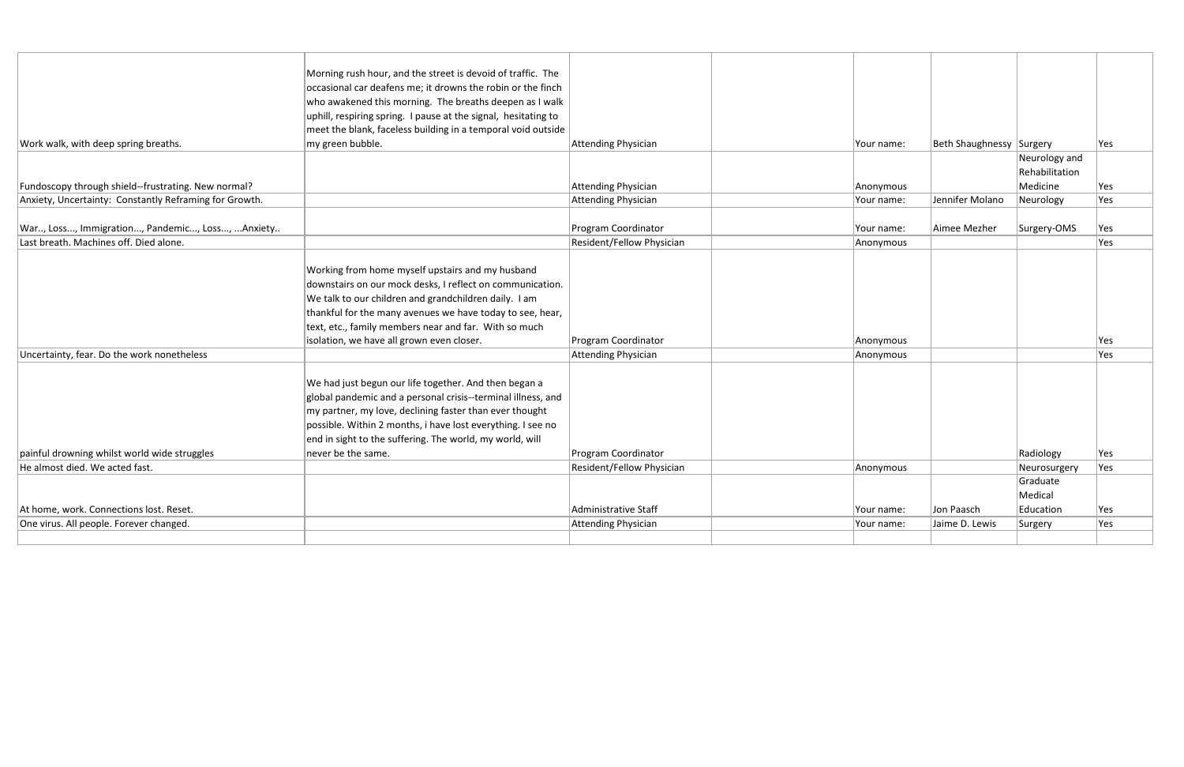| | | | | | | | |
|---|---|---|---|---|---|---|---|
| Work walk, with deep spring breaths. | Morning rush hour, and the street is devoid of traffic. The occasional car deafens me; it drowns the robin or the finch who awakened this morning. The breaths deepen as I walk uphill, respiring spring. I pause at the signal, hesitating to meet the blank, faceless building in a temporal void outside my green bubble. | Attending Physician | | Your name: | Beth Shaughnessy | Surgery | Yes |
| Fundoscopy through shield--frustrating. New normal? | | Attending Physician | | Anonymous | | Neurology and Rehabilitation Medicine | Yes |
| Anxiety, Uncertainty: Constantly Reframing for Growth. | | Attending Physician | | Your name: | Jennifer Molano | Neurology | Yes |
| War.., Loss..., Immigration..., Pandemic..., Loss..., ...Anxiety.. | | Program Coordinator | | Your name: | Aimee Mezher | Surgery-OMS | Yes |
| Last breath. Machines off. Died alone. | | Resident/Fellow Physician | | Anonymous | | | Yes |
| | Working from home myself upstairs and my husband downstairs on our mock desks, I reflect on communication. We talk to our children and grandchildren daily. I am thankful for the many avenues we have today to see, hear, text, etc., family members near and far. With so much isolation, we have all grown even closer. | Program Coordinator | | Anonymous | | | Yes |
| Uncertainty, fear. Do the work nonetheless | | Attending Physician | | Anonymous | | | Yes |
| painful drowning whilst world wide struggles | We had just begun our life together. And then began a global pandemic and a personal crisis--terminal illness, and my partner, my love, declining faster than ever thought possible. Within 2 months, i have lost everything. I see no end in sight to the suffering. The world, my world, will never be the same. | Program Coordinator | | | | Radiology | Yes |
| He almost died. We acted fast. | | Resident/Fellow Physician | | Anonymous | | Neurosurgery | Yes |
| At home, work. Connections lost. Reset. | | Administrative Staff | | Your name: | Jon Paasch | Graduate Medical Education | Yes |
| One virus. All people. Forever changed. | | Attending Physician | | Your name: | Jaime D. Lewis | Surgery | Yes |
| | | | | | | | |